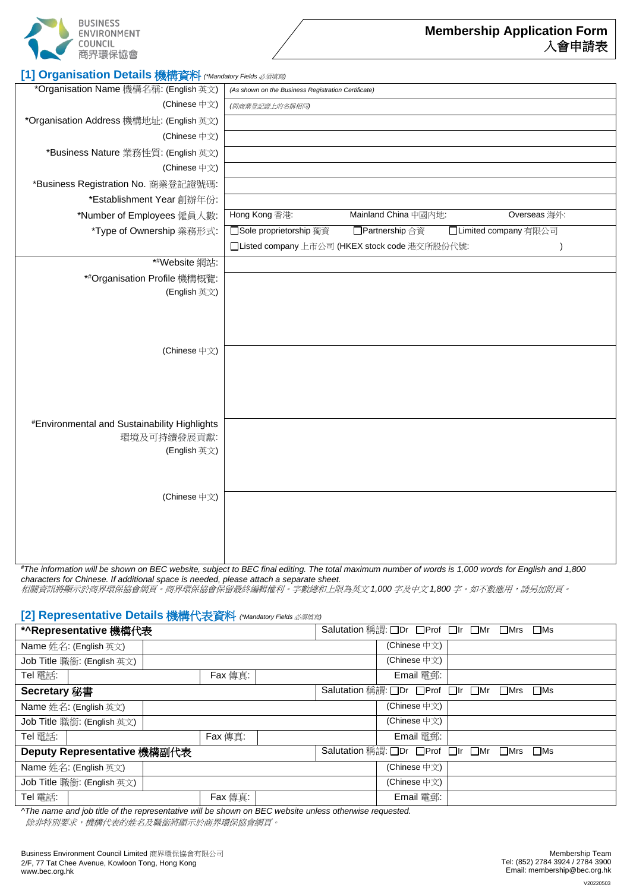BUSINESS ENVIRONMENT COUNCIL
商界環保協會

# Membership Application Form
# 入會申請表

## [1] Organisation Details 機構資料 *(\*Mandatory Fields 必須填寫)*

| | |
|---|---|
| *Organisation Name 機構名稱: (English 英文) | *(As shown on the Business Registration Certificate)* |
| (Chinese 中文) | *(與商業登記證上的名稱相同)* |
| *Organisation Address 機構地址: (English 英文) | |
| (Chinese 中文) | |
| *Business Nature 業務性質: (English 英文) | |
| (Chinese 中文) | |
| *Business Registration No. 商業登記證號碼: | |
| *Establishment Year 創辦年份: | |
| *Number of Employees 僱員人數: | Hong Kong 香港: Mainland China 中國內地: Overseas 海外: |
| *Type of Ownership 業務形式: | ☐Sole proprietorship 獨資 ☐Partnership 合資 ☐Limited company 有限公司 |
| | ☐Listed company 上市公司 (HKEX stock code 港交所股份代號: ) |
| *#Website 網站: | |
| *#Organisation Profile 機構概覽: (English 英文) | |
| (Chinese 中文) | |
| #Environmental and Sustainability Highlights 環境及可持續發展貢獻: (English 英文) | |
| (Chinese 中文) | |

*#The information will be shown on BEC website, subject to BEC final editing. The total maximum number of words is 1,000 words for English and 1,800 characters for Chinese. If additional space is needed, please attach a separate sheet.*
*相關資訊將顯示於商界環保協會網頁。商界環保協會保留最終編輯權利。字數總和上限為英文 1,000 字及中文 1,800 字。如不敷應用,請另加附頁。*

## [2] Representative Details 機構代表資料 *(\*Mandatory Fields 必須填寫)*

| | | | | |
|---|---|---|---|---|
| **\*^Representative 機構代表** | | | Salutation 稱謂: ☐Dr ☐Prof ☐Ir ☐Mr ☐Mrs ☐Ms | |
| Name 姓名: (English 英文) | | | (Chinese 中文) | |
| Job Title 職銜: (English 英文) | | | (Chinese 中文) | |
| Tel 電話: | | Fax 傳真: | Email 電郵: | |
| **Secretary 秘書** | | | Salutation 稱謂: ☐Dr ☐Prof ☐Ir ☐Mr ☐Mrs ☐Ms | |
| Name 姓名: (English 英文) | | | (Chinese 中文) | |
| Job Title 職銜: (English 英文) | | | (Chinese 中文) | |
| Tel 電話: | | Fax 傳真: | Email 電郵: | |
| **Deputy Representative 機構副代表** | | | Salutation 稱謂: ☐Dr ☐Prof ☐Ir ☐Mr ☐Mrs ☐Ms | |
| Name 姓名: (English 英文) | | | (Chinese 中文) | |
| Job Title 職銜: (English 英文) | | | (Chinese 中文) | |
| Tel 電話: | | Fax 傳真: | Email 電郵: | |

*^The name and job title of the representative will be shown on BEC website unless otherwise requested.*
*除非特別要求,機構代表的姓名及職銜將顯示於商界環保協會網頁。*

Business Environment Council Limited 商界環保協會有限公司
2/F, 77 Tat Chee Avenue, Kowloon Tong, Hong Kong
www.bec.org.hk

Membership Team
Tel: (852) 2784 3924 / 2784 3900
Email: membership@bec.org.hk

V20220503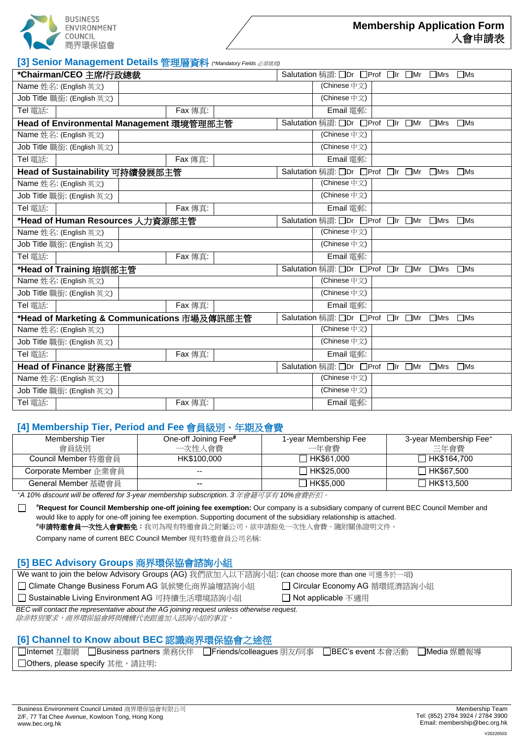**Membership Application Form 入會申請表**

## [3] Senior Management Details 管理層資料 *(\*Mandatory Fields 必須填寫)*

| *Chairman/CEO 主席/行政總裁 | | | | Salutation 稱謂: ☐Dr ☐Prof ☐Ir ☐Mr ☐Mrs ☐Ms | |
|---|---|---|---|---|---|
| Name 姓名: (English 英文) | | | | (Chinese 中文) | |
| Job Title 職銜: (English 英文) | | | | (Chinese 中文) | |
| Tel 電話: | | Fax 傳真: | | Email 電郵: | |
| **Head of Environmental Management 環境管理部主管** | | | | Salutation 稱謂: ☐Dr ☐Prof ☐Ir ☐Mr ☐Mrs ☐Ms | |
| Name 姓名: (English 英文) | | | | (Chinese 中文) | |
| Job Title 職銜: (English 英文) | | | | (Chinese 中文) | |
| Tel 電話: | | Fax 傳真: | | Email 電郵: | |
| **Head of Sustainability 可持續發展部主管** | | | | Salutation 稱謂: ☐Dr ☐Prof ☐Ir ☐Mr ☐Mrs ☐Ms | |
| Name 姓名: (English 英文) | | | | (Chinese 中文) | |
| Job Title 職銜: (English 英文) | | | | (Chinese 中文) | |
| Tel 電話: | | Fax 傳真: | | Email 電郵: | |
| **\*Head of Human Resources 人力資源部主管** | | | | Salutation 稱謂: ☐Dr ☐Prof ☐Ir ☐Mr ☐Mrs ☐Ms | |
| Name 姓名: (English 英文) | | | | (Chinese 中文) | |
| Job Title 職銜: (English 英文) | | | | (Chinese 中文) | |
| Tel 電話: | | Fax 傳真: | | Email 電郵: | |
| **\*Head of Training 培訓部主管** | | | | Salutation 稱謂: ☐Dr ☐Prof ☐Ir ☐Mr ☐Mrs ☐Ms | |
| Name 姓名: (English 英文) | | | | (Chinese 中文) | |
| Job Title 職銜: (English 英文) | | | | (Chinese 中文) | |
| Tel 電話: | | Fax 傳真: | | Email 電郵: | |
| **\*Head of Marketing & Communications 市場及傳訊部主管** | | | | Salutation 稱謂: ☐Dr ☐Prof ☐Ir ☐Mr ☐Mrs ☐Ms | |
| Name 姓名: (English 英文) | | | | (Chinese 中文) | |
| Job Title 職銜: (English 英文) | | | | (Chinese 中文) | |
| Tel 電話: | | Fax 傳真: | | Email 電郵: | |
| **Head of Finance 財務部主管** | | | | Salutation 稱謂: ☐Dr ☐Prof ☐Ir ☐Mr ☐Mrs ☐Ms | |
| Name 姓名: (English 英文) | | | | (Chinese 中文) | |
| Job Title 職銜: (English 英文) | | | | (Chinese 中文) | |
| Tel 電話: | | Fax 傳真: | | Email 電郵: | |

## [4] Membership Tier, Period and Fee 會員級別、年期及會費

| Membership Tier 會員級別 | One-off Joining Fee[#] 一次性入會費 | 1-year Membership Fee 一年會費 | 3-year Membership Fee[+] 三年會費 |
|---|---|---|---|
| Council Member 特邀會員 | HK$100,000 | ☐ HK$61,000 | ☐ HK$164,700 |
| Corporate Member 企業會員 | -- | ☐ HK$25,000 | ☐ HK$67,500 |
| General Member 基礎會員 | -- | ☐ HK$5,000 | ☐ HK$13,500 |

*[+]A 10% discount will be offered for 3-year membership subscription. 3 年會籍可享有 10%會費折扣。*

☐ [#]**Request for Council Membership one-off joining fee exemption:** Our company is a subsidiary company of current BEC Council Member and would like to apply for one-off joining fee exemption. Supporting document of the subsidiary relationship is attached.
[#]**申請特邀會員一次性入會費豁免：**我司為現有特邀會員之附屬公司，欲申請豁免一次性入會費。隨附關係證明文件。
Company name of current BEC Council Member 現有特邀會員公司名稱:

## [5] BEC Advisory Groups 商界環保協會諮詢小組

We want to join the below Advisory Groups (AG) 我們欲加入以下諮詢小組: (can choose more than one 可選多於一項)

- ☐ Climate Change Business Forum AG 氣候變化商界論壇諮詢小組
- ☐ Circular Economy AG 循環經濟諮詢小組
- ☐ Sustainable Living Environment AG 可持續生活環境諮詢小組
- ☐ Not applicable 不適用

*BEC will contact the representative about the AG joining request unless otherwise request.*
*除非特別要求，商界環保協會將與機構代表跟進加入諮詢小組的事宜。*

## [6] Channel to Know about BEC 認識商界環保協會之途徑

☐Internet 互聯網 ☐Business partners 業務伙伴 ☐Friends/colleagues 朋友/同事 ☐BEC's event 本會活動 ☐Media 媒體報導
☐Others, please specify 其他，請註明:

Business Environment Council Limited 商界環保協會有限公司
2/F, 77 Tat Chee Avenue, Kowloon Tong, Hong Kong
www.bec.org.hk

Membership Team
Tel: (852) 2784 3924 / 2784 3900
Email: membership@bec.org.hk

V20220503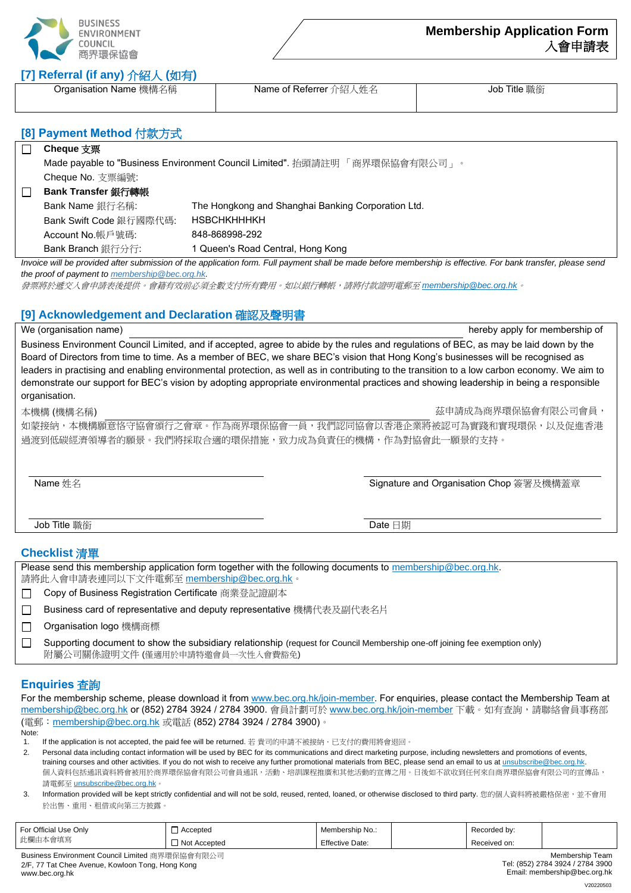BUSINESS ENVIRONMENT COUNCIL 商界環保協會

**Membership Application Form 入會申請表**

## [7] Referral (if any) 介紹人 (如有)

| Organisation Name 機構名稱 | Name of Referrer 介紹人姓名 | Job Title 職銜 |
|---|---|---|
| | | |

## [8] Payment Method 付款方式

☐ **Cheque 支票**

Made payable to "Business Environment Council Limited". 抬頭請註明「商界環保協會有限公司」。

Cheque No. 支票編號:

☐ **Bank Transfer 銀行轉帳**

| | |
|---|---|
| Bank Name 銀行名稱: | The Hongkong and Shanghai Banking Corporation Ltd. |
| Bank Swift Code 銀行國際代碼: | HSBCHKHHHKH |
| Account No.帳戶號碼: | 848-868998-292 |
| Bank Branch 銀行分行: | 1 Queen's Road Central, Hong Kong |

*Invoice will be provided after submission of the application form. Full payment shall be made before membership is effective. For bank transfer, please send the proof of payment to membership@bec.org.hk.*

*發票將於遞交入會申請表後提供。會籍有效前必須全數支付所有費用。如以銀行轉帳，請將付款證明電郵至 membership@bec.org.hk。*

## [9] Acknowledgement and Declaration 確認及聲明書

We (organisation name) ______________________ hereby apply for membership of Business Environment Council Limited, and if accepted, agree to abide by the rules and regulations of BEC, as may be laid down by the Board of Directors from time to time. As a member of BEC, we share BEC's vision that Hong Kong's businesses will be recognised as leaders in practising and enabling environmental protection, as well as in contributing to the transition to a low carbon economy. We aim to demonstrate our support for BEC's vision by adopting appropriate environmental practices and showing leadership in being a responsible organisation.

本機構 (機構名稱) ______________________ 茲申請成為商界環保協會有限公司會員，如蒙接納，本機構願意恪守協會頒行之會章。作為商界環保協會一員，我們認同協會以香港企業將被認可為實踐和實現環保，以及促進香港過渡到低碳經濟領導者的願景。我們將採取合適的環保措施，致力成為負責任的機構，作為對協會此一願景的支持。

Name 姓名 ______________________

Signature and Organisation Chop 簽署及機構蓋章 ______________________

Job Title 職銜 ______________________

Date 日期 ______________________

## Checklist 清單

Please send this membership application form together with the following documents to membership@bec.org.hk.
請將此入會申請表連同以下文件電郵至 membership@bec.org.hk。

- ☐ Copy of Business Registration Certificate 商業登記證副本
- ☐ Business card of representative and deputy representative 機構代表及副代表名片
- ☐ Organisation logo 機構商標
- ☐ Supporting document to show the subsidiary relationship (request for Council Membership one-off joining fee exemption only)
附屬公司關係證明文件 (僅適用於申請特邀會員一次性入會費豁免)

## Enquiries 查詢

For the membership scheme, please download it from www.bec.org.hk/join-member. For enquiries, please contact the Membership Team at membership@bec.org.hk or (852) 2784 3924 / 2784 3900. 會員計劃可於 www.bec.org.hk/join-member 下載。如有查詢，請聯絡會員事務部 (電郵：membership@bec.org.hk 或電話 (852) 2784 3924 / 2784 3900)。

Note:

1. If the application is not accepted, the paid fee will be returned. 若貴司的申請不被接納，已支付的費用將會退回。
2. Personal data including contact information will be used by BEC for its communications and direct marketing purpose, including newsletters and promotions of events, training courses and other activities. If you do not wish to receive any further promotional materials from BEC, please send an email to us at unsubscribe@bec.org.hk.
個人資料包括通訊資料將會被用於商界環保協會有限公司會員通訊，活動、培訓課程推廣和其他活動的宣傳之用。日後如不欲收到任何來自商界環保協會有限公司的宣傳品，請電郵至 unsubscribe@bec.org.hk。
3. Information provided will be kept strictly confidential and will not be sold, reused, rented, loaned, or otherwise disclosed to third party. 您的個人資料將被嚴格保密，並不會用於出售、重用、租借或向第三方披露。

| For Official Use Only 此欄由本會填寫 | ☐ Accepted<br>☐ Not Accepted | Membership No.:<br>Effective Date: | | Recorded by:<br>Received on: | |
|---|---|---|---|---|---|

Business Environment Council Limited 商界環保協會有限公司
2/F, 77 Tat Chee Avenue, Kowloon Tong, Hong Kong
www.bec.org.hk

Membership Team
Tel: (852) 2784 3924 / 2784 3900
Email: membership@bec.org.hk

V20220503